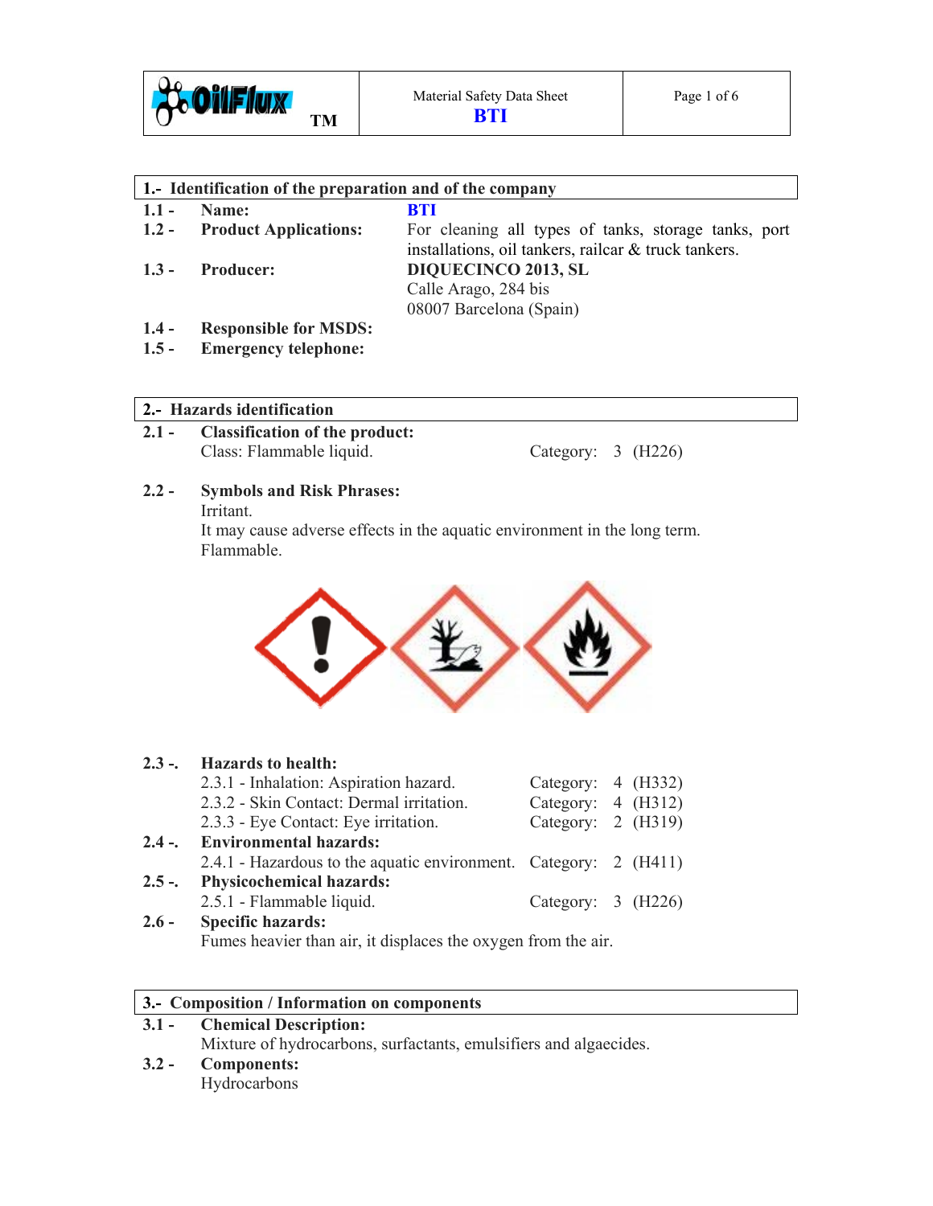Material Safety Data Sheet
**BTI**

## 1.- Identification of the preparation and of the company

| | | |
|---|---|---|
| **1.1 -** | **Name:** | **BTI** |
| **1.2 -** | **Product Applications:** | For cleaning all types of tanks, storage tanks, port installations, oil tankers, railcar & truck tankers. |
| **1.3 -** | **Producer:** | **DIQUECINCO 2013, SL**<br>Calle Arago, 284 bis<br>08007 Barcelona (Spain) |
| **1.4 -** | **Responsible for MSDS:** | |
| **1.5 -** | **Emergency telephone:** | |

## 2.- Hazards identification

**2.1 - Classification of the product:**

Class: Flammable liquid. Category: 3 (H226)

**2.2 - Symbols and Risk Phrases:**

Irritant.
It may cause adverse effects in the aquatic environment in the long term.
Flammable.

**2.3 -. Hazards to health:**

| | |
|---|---|
| 2.3.1 - Inhalation: Aspiration hazard. | Category: 4 (H332) |
| 2.3.2 - Skin Contact: Dermal irritation. | Category: 4 (H312) |
| 2.3.3 - Eye Contact: Eye irritation. | Category: 2 (H319) |

**2.4 -. Environmental hazards:**

| | |
|---|---|
| 2.4.1 - Hazardous to the aquatic environment. | Category: 2 (H411) |

**2.5 -. Physicochemical hazards:**

| | |
|---|---|
| 2.5.1 - Flammable liquid. | Category: 3 (H226) |

**2.6 - Specific hazards:**

Fumes heavier than air, it displaces the oxygen from the air.

## 3.- Composition / Information on components

**3.1 - Chemical Description:**

Mixture of hydrocarbons, surfactants, emulsifiers and algaecides.

**3.2 - Components:**

Hydrocarbons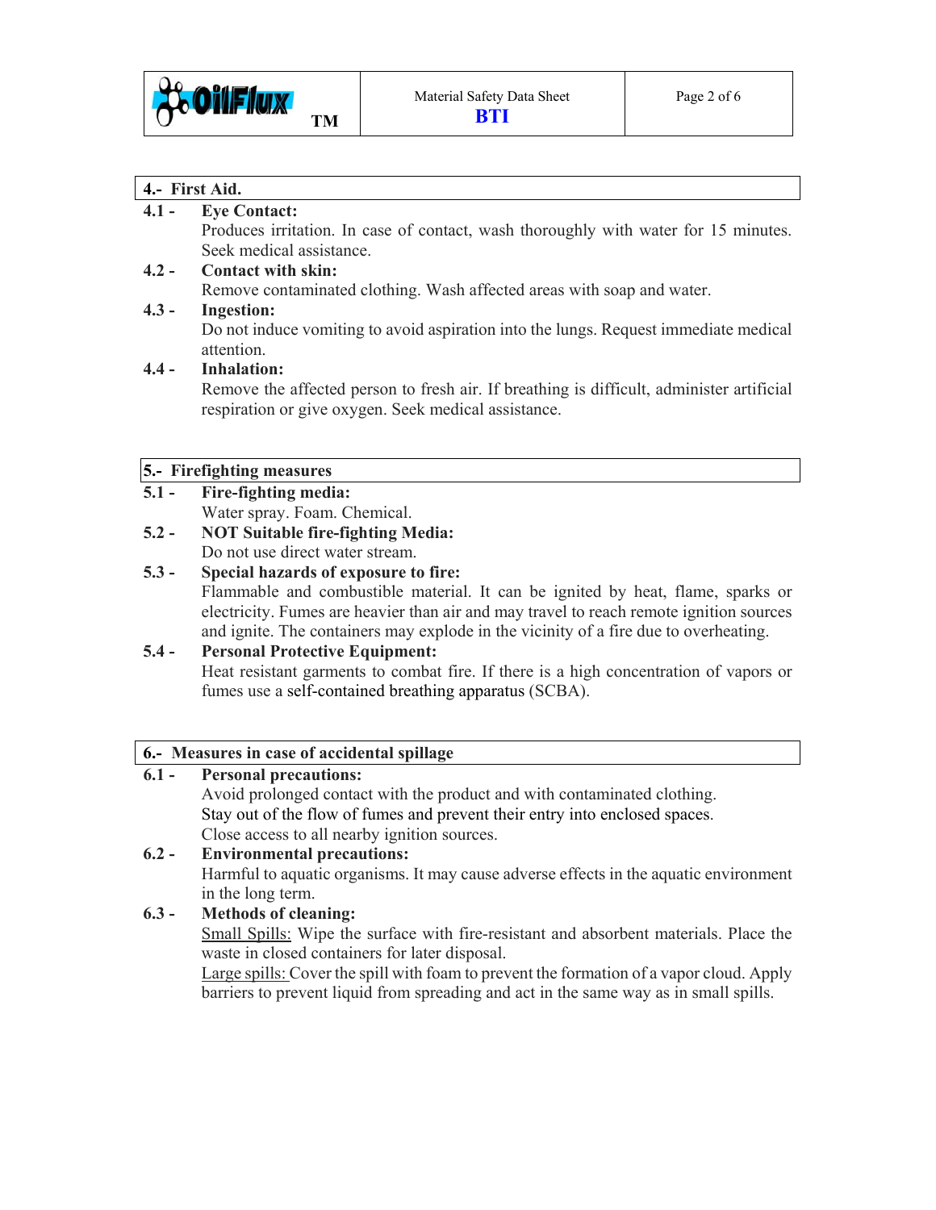## 4.- First Aid.

**4.1 - Eye Contact:**
Produces irritation. In case of contact, wash thoroughly with water for 15 minutes. Seek medical assistance.

**4.2 - Contact with skin:**
Remove contaminated clothing. Wash affected areas with soap and water.

**4.3 - Ingestion:**
Do not induce vomiting to avoid aspiration into the lungs. Request immediate medical attention.

**4.4 - Inhalation:**
Remove the affected person to fresh air. If breathing is difficult, administer artificial respiration or give oxygen. Seek medical assistance.

## 5.- Firefighting measures

**5.1 - Fire-fighting media:**
Water spray. Foam. Chemical.

**5.2 - NOT Suitable fire-fighting Media:**
Do not use direct water stream.

**5.3 - Special hazards of exposure to fire:**
Flammable and combustible material. It can be ignited by heat, flame, sparks or electricity. Fumes are heavier than air and may travel to reach remote ignition sources and ignite. The containers may explode in the vicinity of a fire due to overheating.

**5.4 - Personal Protective Equipment:**
Heat resistant garments to combat fire. If there is a high concentration of vapors or fumes use a self-contained breathing apparatus (SCBA).

## 6.- Measures in case of accidental spillage

**6.1 - Personal precautions:**
Avoid prolonged contact with the product and with contaminated clothing.
Stay out of the flow of fumes and prevent their entry into enclosed spaces.
Close access to all nearby ignition sources.

**6.2 - Environmental precautions:**
Harmful to aquatic organisms. It may cause adverse effects in the aquatic environment in the long term.

**6.3 - Methods of cleaning:**
Small Spills: Wipe the surface with fire-resistant and absorbent materials. Place the waste in closed containers for later disposal.
Large spills: Cover the spill with foam to prevent the formation of a vapor cloud. Apply barriers to prevent liquid from spreading and act in the same way as in small spills.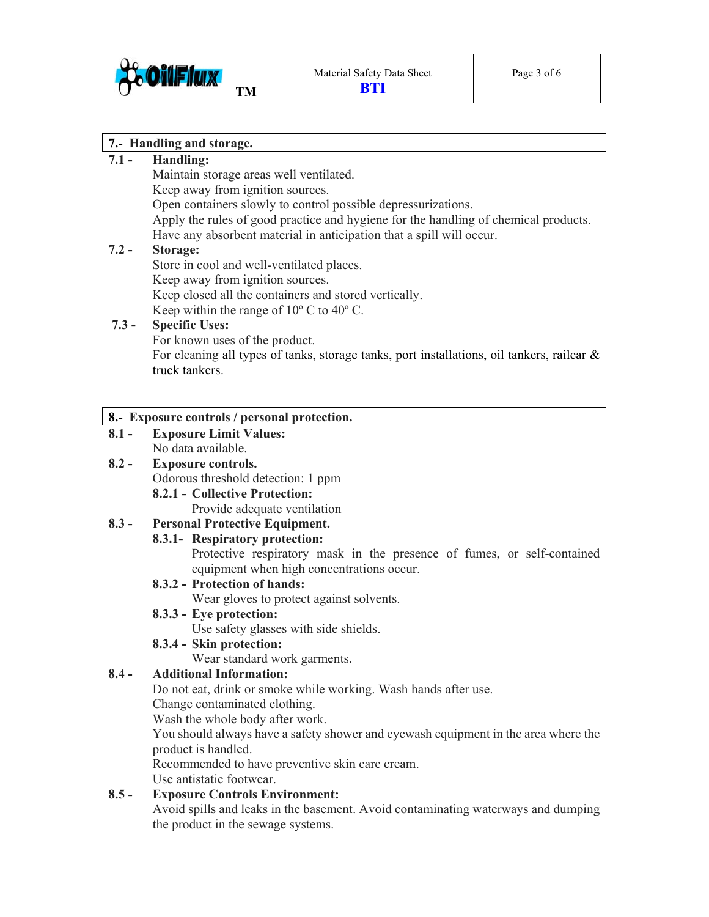## 7.- Handling and storage.

**7.1 - Handling:**

Maintain storage areas well ventilated.
Keep away from ignition sources.
Open containers slowly to control possible depressurizations.
Apply the rules of good practice and hygiene for the handling of chemical products.
Have any absorbent material in anticipation that a spill will occur.

**7.2 - Storage:**

Store in cool and well-ventilated places.
Keep away from ignition sources.
Keep closed all the containers and stored vertically.
Keep within the range of 10º C to 40º C.

**7.3 - Specific Uses:**

For known uses of the product.
For cleaning all types of tanks, storage tanks, port installations, oil tankers, railcar & truck tankers.

## 8.- Exposure controls / personal protection.

**8.1 - Exposure Limit Values:**

No data available.

**8.2 - Exposure controls.**

Odorous threshold detection: 1 ppm

**8.2.1 - Collective Protection:**

Provide adequate ventilation

**8.3 - Personal Protective Equipment.**

**8.3.1- Respiratory protection:**

Protective respiratory mask in the presence of fumes, or self-contained equipment when high concentrations occur.

**8.3.2 - Protection of hands:**

Wear gloves to protect against solvents.

**8.3.3 - Eye protection:**

Use safety glasses with side shields.

**8.3.4 - Skin protection:**

Wear standard work garments.

**8.4 - Additional Information:**

Do not eat, drink or smoke while working. Wash hands after use.
Change contaminated clothing.
Wash the whole body after work.
You should always have a safety shower and eyewash equipment in the area where the product is handled.
Recommended to have preventive skin care cream.
Use antistatic footwear.

**8.5 - Exposure Controls Environment:**

Avoid spills and leaks in the basement. Avoid contaminating waterways and dumping the product in the sewage systems.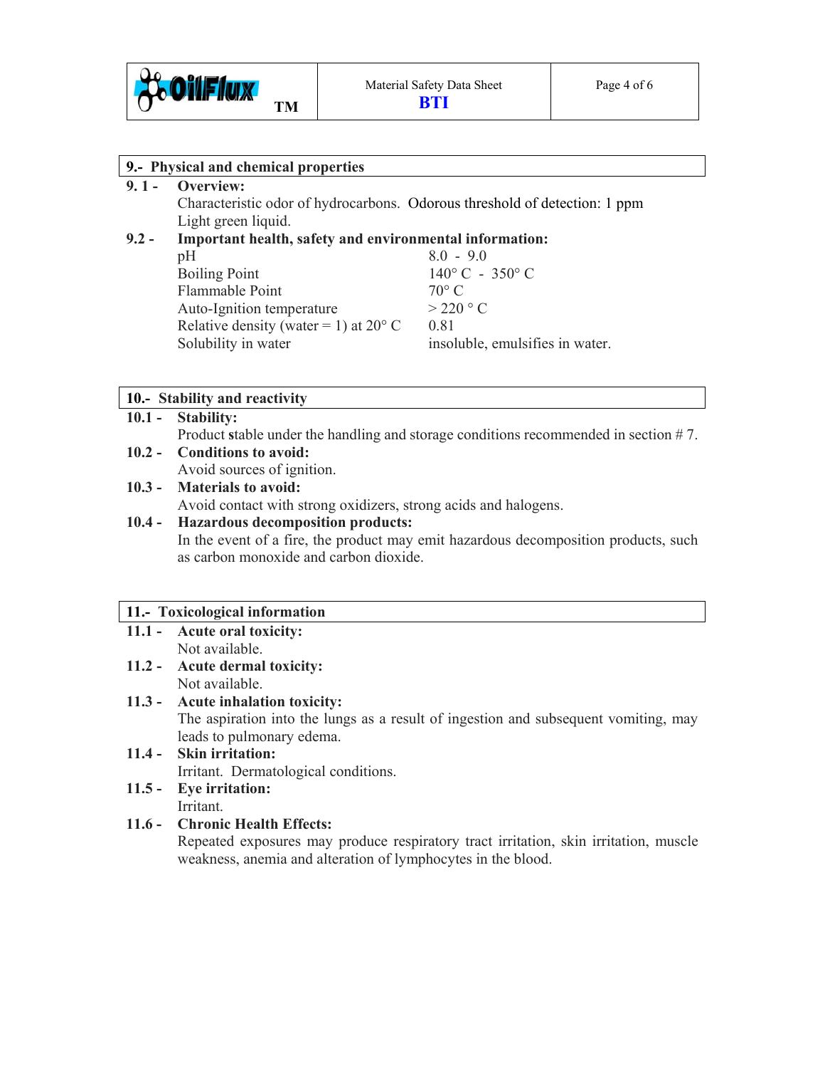## 9.- Physical and chemical properties

**9. 1 - Overview:**

Characteristic odor of hydrocarbons. Odorous threshold of detection: 1 ppm

Light green liquid.

**9.2 - Important health, safety and environmental information:**

| | |
|---|---|
| pH | 8.0 - 9.0 |
| Boiling Point | 140° C - 350° C |
| Flammable Point | 70° C |
| Auto-Ignition temperature | > 220 ° C |
| Relative density (water = 1) at 20° C | 0.81 |
| Solubility in water | insoluble, emulsifies in water. |

## 10.- Stability and reactivity

**10.1 - Stability:**

Product **s**table under the handling and storage conditions recommended in section # 7.

**10.2 - Conditions to avoid:**

Avoid sources of ignition.

**10.3 - Materials to avoid:**

Avoid contact with strong oxidizers, strong acids and halogens.

**10.4 - Hazardous decomposition products:**

In the event of a fire, the product may emit hazardous decomposition products, such as carbon monoxide and carbon dioxide.

## 11.- Toxicological information

**11.1 - Acute oral toxicity:**

Not available.

**11.2 - Acute dermal toxicity:**

Not available.

**11.3 - Acute inhalation toxicity:**

The aspiration into the lungs as a result of ingestion and subsequent vomiting, may leads to pulmonary edema.

**11.4 - Skin irritation:**

Irritant. Dermatological conditions.

**11.5 - Eye irritation:**

Irritant.

**11.6 - Chronic Health Effects:**

Repeated exposures may produce respiratory tract irritation, skin irritation, muscle weakness, anemia and alteration of lymphocytes in the blood.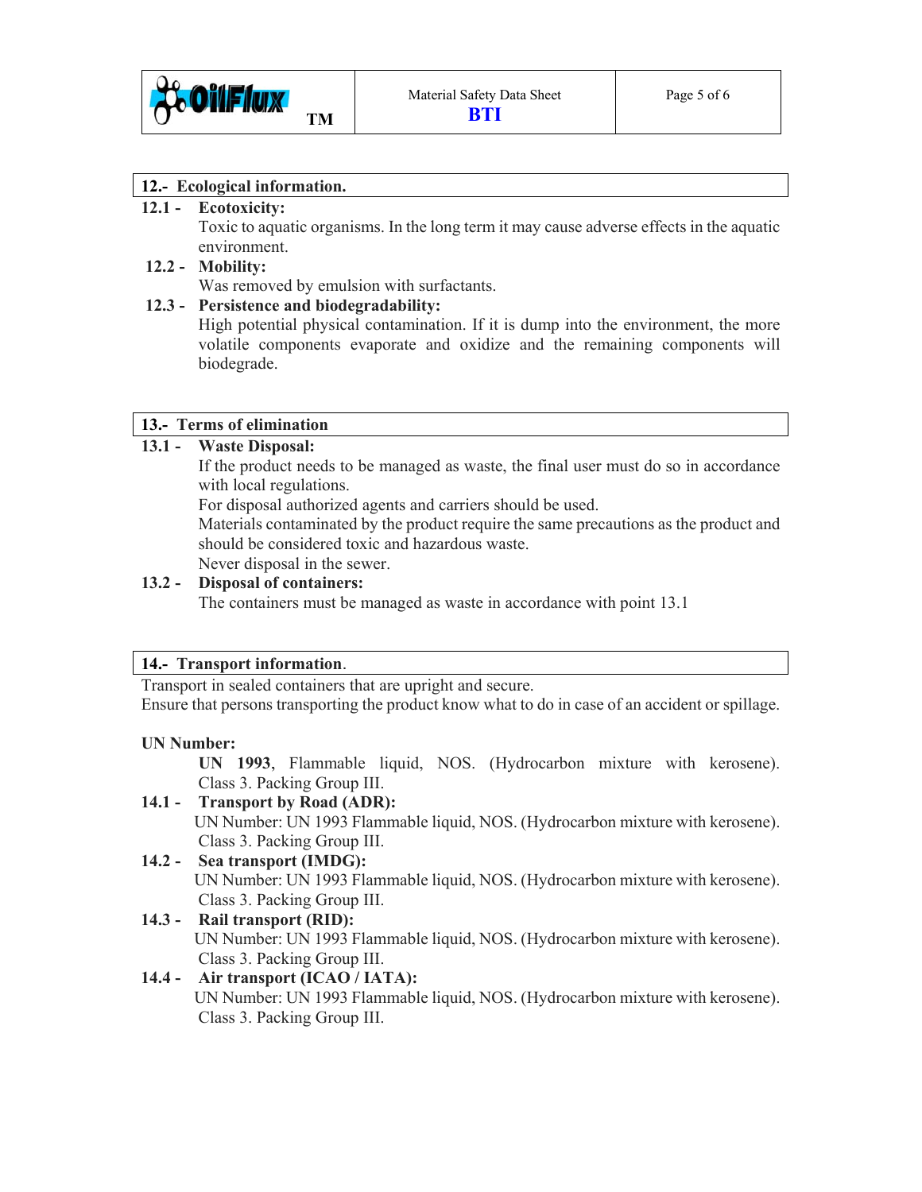## 12.- Ecological information.

**12.1 - Ecotoxicity:**

Toxic to aquatic organisms. In the long term it may cause adverse effects in the aquatic environment.

**12.2 - Mobility:**

Was removed by emulsion with surfactants.

**12.3 - Persistence and biodegradability:**

High potential physical contamination. If it is dump into the environment, the more volatile components evaporate and oxidize and the remaining components will biodegrade.

## 13.- Terms of elimination

**13.1 - Waste Disposal:**

If the product needs to be managed as waste, the final user must do so in accordance with local regulations.

For disposal authorized agents and carriers should be used.

Materials contaminated by the product require the same precautions as the product and should be considered toxic and hazardous waste.

Never disposal in the sewer.

**13.2 - Disposal of containers:**

The containers must be managed as waste in accordance with point 13.1

## 14.- Transport information.

Transport in sealed containers that are upright and secure.

Ensure that persons transporting the product know what to do in case of an accident or spillage.

**UN Number:**

**UN 1993**, Flammable liquid, NOS. (Hydrocarbon mixture with kerosene). Class 3. Packing Group III.

**14.1 - Transport by Road (ADR):**

UN Number: UN 1993 Flammable liquid, NOS. (Hydrocarbon mixture with kerosene). Class 3. Packing Group III.

**14.2 - Sea transport (IMDG):**

UN Number: UN 1993 Flammable liquid, NOS. (Hydrocarbon mixture with kerosene). Class 3. Packing Group III.

**14.3 - Rail transport (RID):**

UN Number: UN 1993 Flammable liquid, NOS. (Hydrocarbon mixture with kerosene). Class 3. Packing Group III.

**14.4 - Air transport (ICAO / IATA):**

UN Number: UN 1993 Flammable liquid, NOS. (Hydrocarbon mixture with kerosene). Class 3. Packing Group III.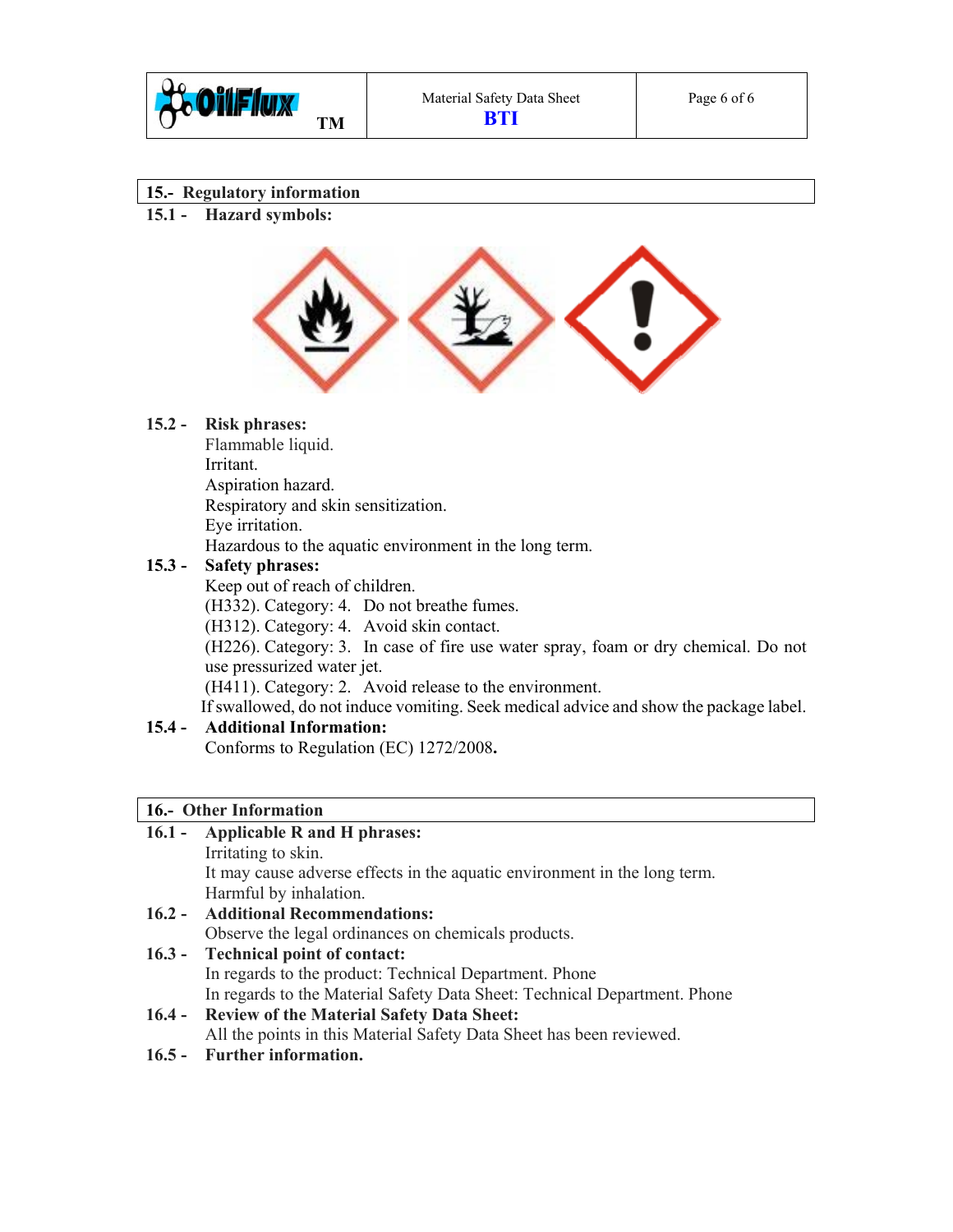## 15.- Regulatory information

**15.1 - Hazard symbols:**

**15.2 - Risk phrases:**

Flammable liquid.
Irritant.
Aspiration hazard.
Respiratory and skin sensitization.
Eye irritation.
Hazardous to the aquatic environment in the long term.

**15.3 - Safety phrases:**

Keep out of reach of children.
(H332). Category: 4. Do not breathe fumes.
(H312). Category: 4. Avoid skin contact.
(H226). Category: 3. In case of fire use water spray, foam or dry chemical. Do not use pressurized water jet.
(H411). Category: 2. Avoid release to the environment.
If swallowed, do not induce vomiting. Seek medical advice and show the package label.

**15.4 - Additional Information:**

Conforms to Regulation (EC) 1272/2008**.**

## 16.- Other Information

**16.1 - Applicable R and H phrases:**

Irritating to skin.
It may cause adverse effects in the aquatic environment in the long term.
Harmful by inhalation.

**16.2 - Additional Recommendations:**

Observe the legal ordinances on chemicals products.

**16.3 - Technical point of contact:**

In regards to the product: Technical Department. Phone
In regards to the Material Safety Data Sheet: Technical Department. Phone

**16.4 - Review of the Material Safety Data Sheet:**

All the points in this Material Safety Data Sheet has been reviewed.

**16.5 - Further information.**